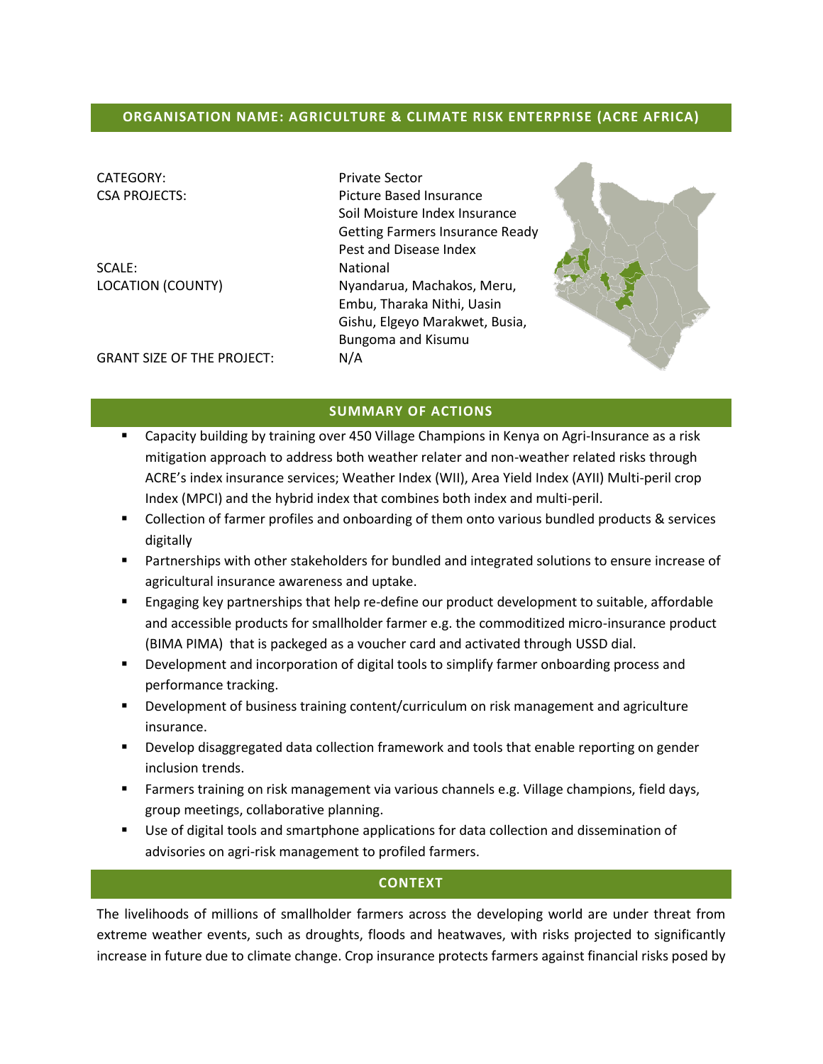## ORGANISATION NAME: AGRICULTURE & CLIMATE RISK ENTERPRISE (ACRE AFRICA)

| | |
|---|---|
| CATEGORY: | Private Sector |
| CSA PROJECTS: | Picture Based Insurance<br>Soil Moisture Index Insurance<br>Getting Farmers Insurance Ready<br>Pest and Disease Index |
| SCALE: | National |
| LOCATION (COUNTY) | Nyandarua, Machakos, Meru, Embu, Tharaka Nithi, Uasin Gishu, Elgeyo Marakwet, Busia, Bungoma and Kisumu |
| GRANT SIZE OF THE PROJECT: | N/A |

## SUMMARY OF ACTIONS

- Capacity building by training over 450 Village Champions in Kenya on Agri-Insurance as a risk mitigation approach to address both weather relater and non-weather related risks through ACRE's index insurance services; Weather Index (WII), Area Yield Index (AYII) Multi-peril crop Index (MPCI) and the hybrid index that combines both index and multi-peril.
- Collection of farmer profiles and onboarding of them onto various bundled products & services digitally
- Partnerships with other stakeholders for bundled and integrated solutions to ensure increase of agricultural insurance awareness and uptake.
- Engaging key partnerships that help re-define our product development to suitable, affordable and accessible products for smallholder farmer e.g. the commoditized micro-insurance product (BIMA PIMA) that is packeged as a voucher card and activated through USSD dial.
- Development and incorporation of digital tools to simplify farmer onboarding process and performance tracking.
- Development of business training content/curriculum on risk management and agriculture insurance.
- Develop disaggregated data collection framework and tools that enable reporting on gender inclusion trends.
- Farmers training on risk management via various channels e.g. Village champions, field days, group meetings, collaborative planning.
- Use of digital tools and smartphone applications for data collection and dissemination of advisories on agri-risk management to profiled farmers.

## CONTEXT

The livelihoods of millions of smallholder farmers across the developing world are under threat from extreme weather events, such as droughts, floods and heatwaves, with risks projected to significantly increase in future due to climate change. Crop insurance protects farmers against financial risks posed by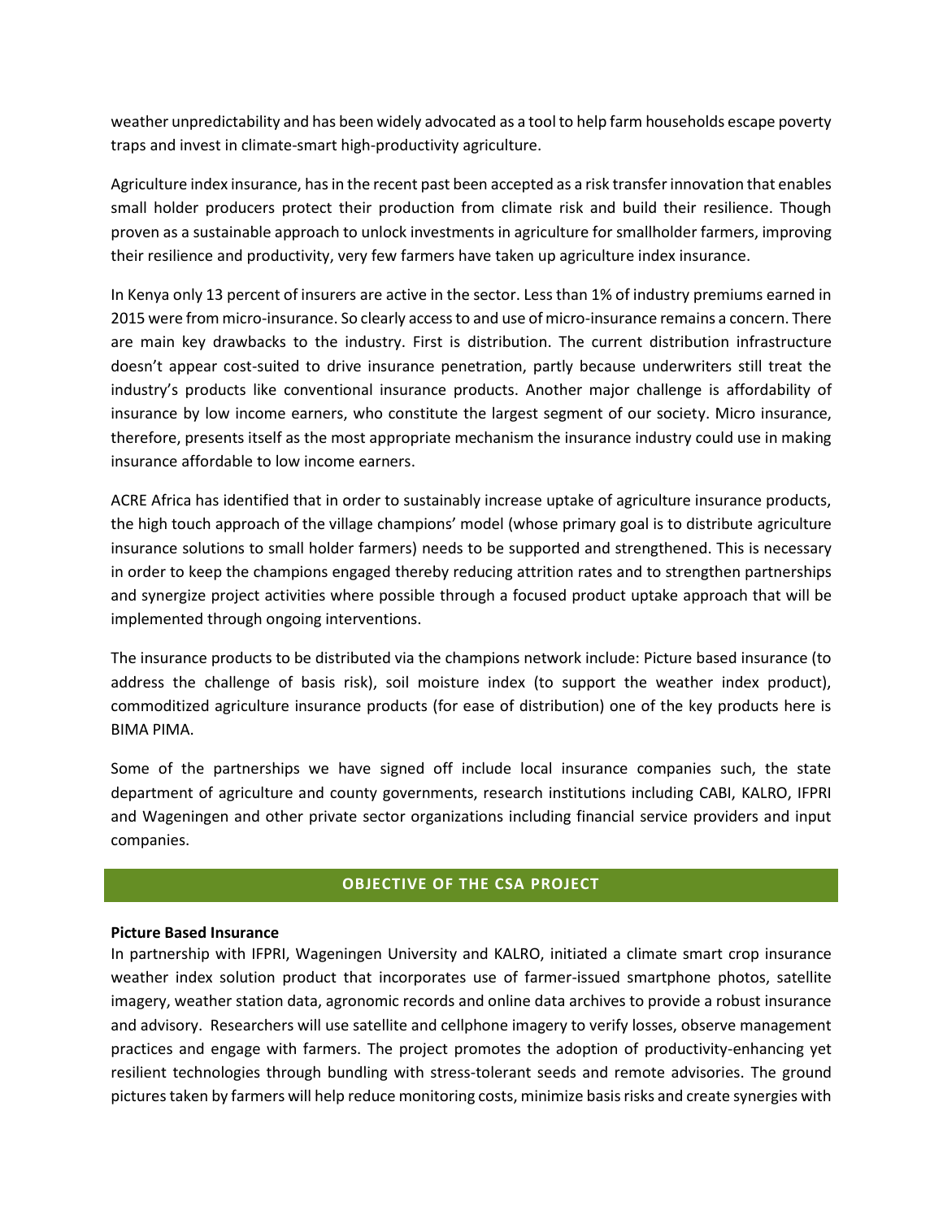weather unpredictability and has been widely advocated as a tool to help farm households escape poverty traps and invest in climate-smart high-productivity agriculture.

Agriculture index insurance, has in the recent past been accepted as a risk transfer innovation that enables small holder producers protect their production from climate risk and build their resilience. Though proven as a sustainable approach to unlock investments in agriculture for smallholder farmers, improving their resilience and productivity, very few farmers have taken up agriculture index insurance.

In Kenya only 13 percent of insurers are active in the sector. Less than 1% of industry premiums earned in 2015 were from micro-insurance. So clearly access to and use of micro-insurance remains a concern. There are main key drawbacks to the industry. First is distribution. The current distribution infrastructure doesn't appear cost-suited to drive insurance penetration, partly because underwriters still treat the industry's products like conventional insurance products. Another major challenge is affordability of insurance by low income earners, who constitute the largest segment of our society. Micro insurance, therefore, presents itself as the most appropriate mechanism the insurance industry could use in making insurance affordable to low income earners.

ACRE Africa has identified that in order to sustainably increase uptake of agriculture insurance products, the high touch approach of the village champions' model (whose primary goal is to distribute agriculture insurance solutions to small holder farmers) needs to be supported and strengthened. This is necessary in order to keep the champions engaged thereby reducing attrition rates and to strengthen partnerships and synergize project activities where possible through a focused product uptake approach that will be implemented through ongoing interventions.

The insurance products to be distributed via the champions network include: Picture based insurance (to address the challenge of basis risk), soil moisture index (to support the weather index product), commoditized agriculture insurance products (for ease of distribution) one of the key products here is BIMA PIMA.

Some of the partnerships we have signed off include local insurance companies such, the state department of agriculture and county governments, research institutions including CABI, KALRO, IFPRI and Wageningen and other private sector organizations including financial service providers and input companies.

## OBJECTIVE OF THE CSA PROJECT

**Picture Based Insurance**

In partnership with IFPRI, Wageningen University and KALRO, initiated a climate smart crop insurance weather index solution product that incorporates use of farmer-issued smartphone photos, satellite imagery, weather station data, agronomic records and online data archives to provide a robust insurance and advisory. Researchers will use satellite and cellphone imagery to verify losses, observe management practices and engage with farmers. The project promotes the adoption of productivity-enhancing yet resilient technologies through bundling with stress-tolerant seeds and remote advisories. The ground pictures taken by farmers will help reduce monitoring costs, minimize basis risks and create synergies with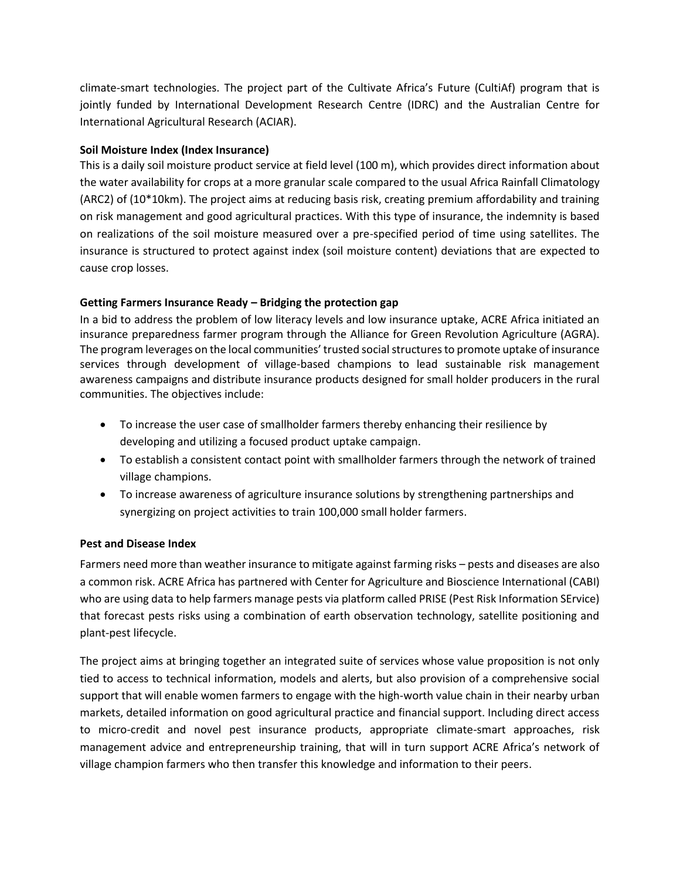climate-smart technologies. The project part of the Cultivate Africa's Future (CultiAf) program that is jointly funded by International Development Research Centre (IDRC) and the Australian Centre for International Agricultural Research (ACIAR).

**Soil Moisture Index (Index Insurance)**

This is a daily soil moisture product service at field level (100 m), which provides direct information about the water availability for crops at a more granular scale compared to the usual Africa Rainfall Climatology (ARC2) of (10*10km). The project aims at reducing basis risk, creating premium affordability and training on risk management and good agricultural practices. With this type of insurance, the indemnity is based on realizations of the soil moisture measured over a pre-specified period of time using satellites. The insurance is structured to protect against index (soil moisture content) deviations that are expected to cause crop losses.

**Getting Farmers Insurance Ready – Bridging the protection gap**

In a bid to address the problem of low literacy levels and low insurance uptake, ACRE Africa initiated an insurance preparedness farmer program through the Alliance for Green Revolution Agriculture (AGRA). The program leverages on the local communities' trusted social structures to promote uptake of insurance services through development of village-based champions to lead sustainable risk management awareness campaigns and distribute insurance products designed for small holder producers in the rural communities. The objectives include:

- To increase the user case of smallholder farmers thereby enhancing their resilience by developing and utilizing a focused product uptake campaign.
- To establish a consistent contact point with smallholder farmers through the network of trained village champions.
- To increase awareness of agriculture insurance solutions by strengthening partnerships and synergizing on project activities to train 100,000 small holder farmers.

**Pest and Disease Index**

Farmers need more than weather insurance to mitigate against farming risks – pests and diseases are also a common risk. ACRE Africa has partnered with Center for Agriculture and Bioscience International (CABI) who are using data to help farmers manage pests via platform called PRISE (Pest Risk Information SErvice) that forecast pests risks using a combination of earth observation technology, satellite positioning and plant-pest lifecycle.

The project aims at bringing together an integrated suite of services whose value proposition is not only tied to access to technical information, models and alerts, but also provision of a comprehensive social support that will enable women farmers to engage with the high-worth value chain in their nearby urban markets, detailed information on good agricultural practice and financial support. Including direct access to micro-credit and novel pest insurance products, appropriate climate-smart approaches, risk management advice and entrepreneurship training, that will in turn support ACRE Africa's network of village champion farmers who then transfer this knowledge and information to their peers.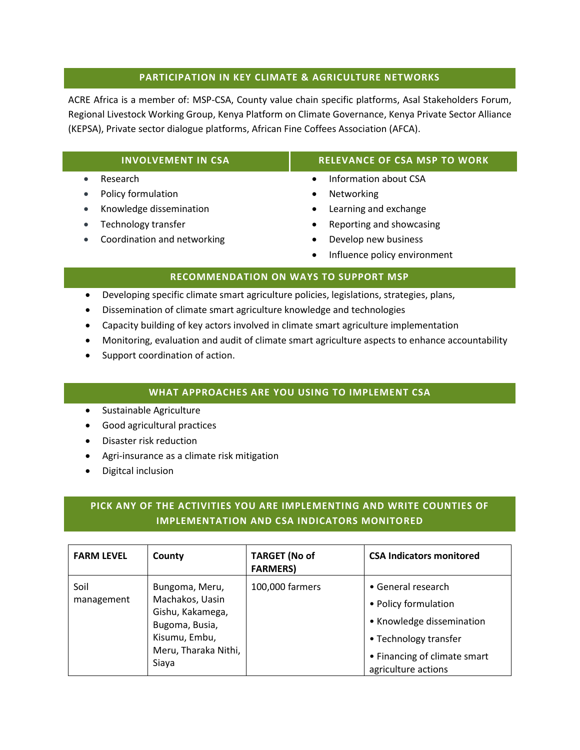## PARTICIPATION IN KEY CLIMATE & AGRICULTURE NETWORKS

ACRE Africa is a member of: MSP-CSA, County value chain specific platforms, Asal Stakeholders Forum, Regional Livestock Working Group, Kenya Platform on Climate Governance, Kenya Private Sector Alliance (KEPSA), Private sector dialogue platforms, African Fine Coffees Association (AFCA).

## INVOLVEMENT IN CSA

- Research
- Policy formulation
- Knowledge dissemination
- Technology transfer
- Coordination and networking

## RELEVANCE OF CSA MSP TO WORK

- Information about CSA
- Networking
- Learning and exchange
- Reporting and showcasing
- Develop new business
- Influence policy environment

## RECOMMENDATION ON WAYS TO SUPPORT MSP

- Developing specific climate smart agriculture policies, legislations, strategies, plans,
- Dissemination of climate smart agriculture knowledge and technologies
- Capacity building of key actors involved in climate smart agriculture implementation
- Monitoring, evaluation and audit of climate smart agriculture aspects to enhance accountability
- Support coordination of action.

## WHAT APPROACHES ARE YOU USING TO IMPLEMENT CSA

- Sustainable Agriculture
- Good agricultural practices
- Disaster risk reduction
- Agri-insurance as a climate risk mitigation
- Digitcal inclusion

## PICK ANY OF THE ACTIVITIES YOU ARE IMPLEMENTING AND WRITE COUNTIES OF IMPLEMENTATION AND CSA INDICATORS MONITORED

| FARM LEVEL | County | TARGET (No of FARMERS) | CSA Indicators monitored |
|---|---|---|---|
| Soil management | Bungoma, Meru, Machakos, Uasin Gishu, Kakamega, Bugoma, Busia, Kisumu, Embu, Meru, Tharaka Nithi, Siaya | 100,000 farmers | • General research<br>• Policy formulation<br>• Knowledge dissemination<br>• Technology transfer<br>• Financing of climate smart agriculture actions |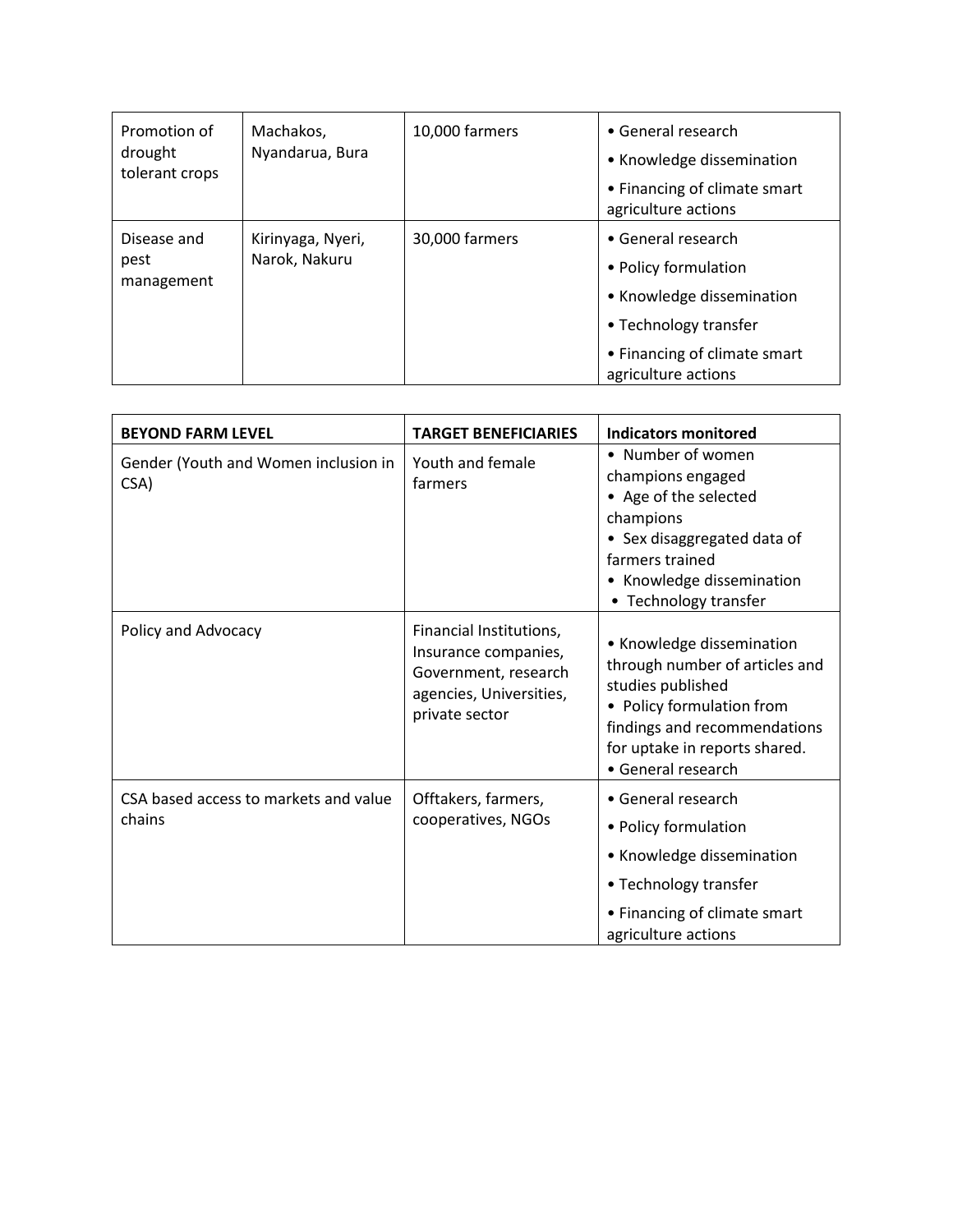| | | | |
|---|---|---|---|
| Promotion of drought tolerant crops | Machakos, Nyandarua, Bura | 10,000 farmers | • General research<br>• Knowledge dissemination<br>• Financing of climate smart agriculture actions |
| Disease and pest management | Kirinyaga, Nyeri, Narok, Nakuru | 30,000 farmers | • General research<br>• Policy formulation<br>• Knowledge dissemination<br>• Technology transfer<br>• Financing of climate smart agriculture actions |

| **BEYOND FARM LEVEL** | **TARGET BENEFICIARIES** | **Indicators monitored** |
|---|---|---|
| Gender (Youth and Women inclusion in CSA) | Youth and female farmers | • Number of women champions engaged<br>• Age of the selected champions<br>• Sex disaggregated data of farmers trained<br>• Knowledge dissemination<br>• Technology transfer |
| Policy and Advocacy | Financial Institutions, Insurance companies, Government, research agencies, Universities, private sector | • Knowledge dissemination through number of articles and studies published<br>• Policy formulation from findings and recommendations for uptake in reports shared.<br>• General research |
| CSA based access to markets and value chains | Offtakers, farmers, cooperatives, NGOs | • General research<br>• Policy formulation<br>• Knowledge dissemination<br>• Technology transfer<br>• Financing of climate smart agriculture actions |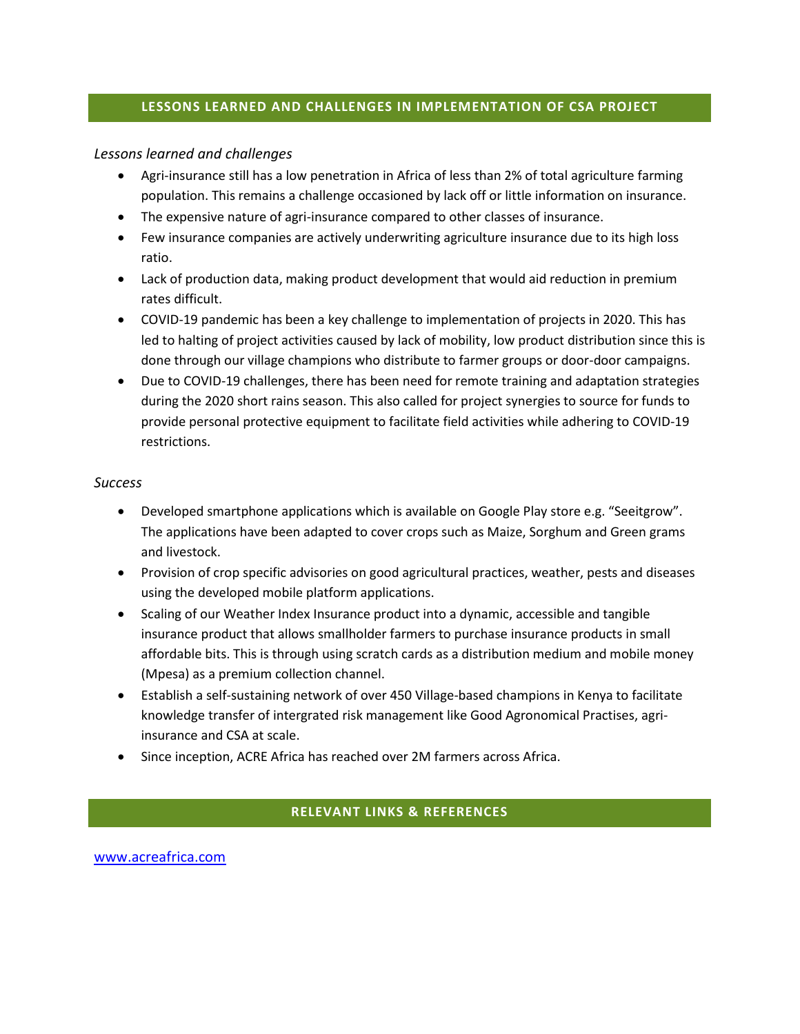## LESSONS LEARNED AND CHALLENGES IN IMPLEMENTATION OF CSA PROJECT

*Lessons learned and challenges*

- Agri-insurance still has a low penetration in Africa of less than 2% of total agriculture farming population. This remains a challenge occasioned by lack off or little information on insurance.
- The expensive nature of agri-insurance compared to other classes of insurance.
- Few insurance companies are actively underwriting agriculture insurance due to its high loss ratio.
- Lack of production data, making product development that would aid reduction in premium rates difficult.
- COVID-19 pandemic has been a key challenge to implementation of projects in 2020. This has led to halting of project activities caused by lack of mobility, low product distribution since this is done through our village champions who distribute to farmer groups or door-door campaigns.
- Due to COVID-19 challenges, there has been need for remote training and adaptation strategies during the 2020 short rains season. This also called for project synergies to source for funds to provide personal protective equipment to facilitate field activities while adhering to COVID-19 restrictions.

*Success*

- Developed smartphone applications which is available on Google Play store e.g. "Seeitgrow". The applications have been adapted to cover crops such as Maize, Sorghum and Green grams and livestock.
- Provision of crop specific advisories on good agricultural practices, weather, pests and diseases using the developed mobile platform applications.
- Scaling of our Weather Index Insurance product into a dynamic, accessible and tangible insurance product that allows smallholder farmers to purchase insurance products in small affordable bits. This is through using scratch cards as a distribution medium and mobile money (Mpesa) as a premium collection channel.
- Establish a self-sustaining network of over 450 Village-based champions in Kenya to facilitate knowledge transfer of intergrated risk management like Good Agronomical Practises, agri-insurance and CSA at scale.
- Since inception, ACRE Africa has reached over 2M farmers across Africa.

## RELEVANT LINKS & REFERENCES

[www.acreafrica.com](http://www.acreafrica.com)